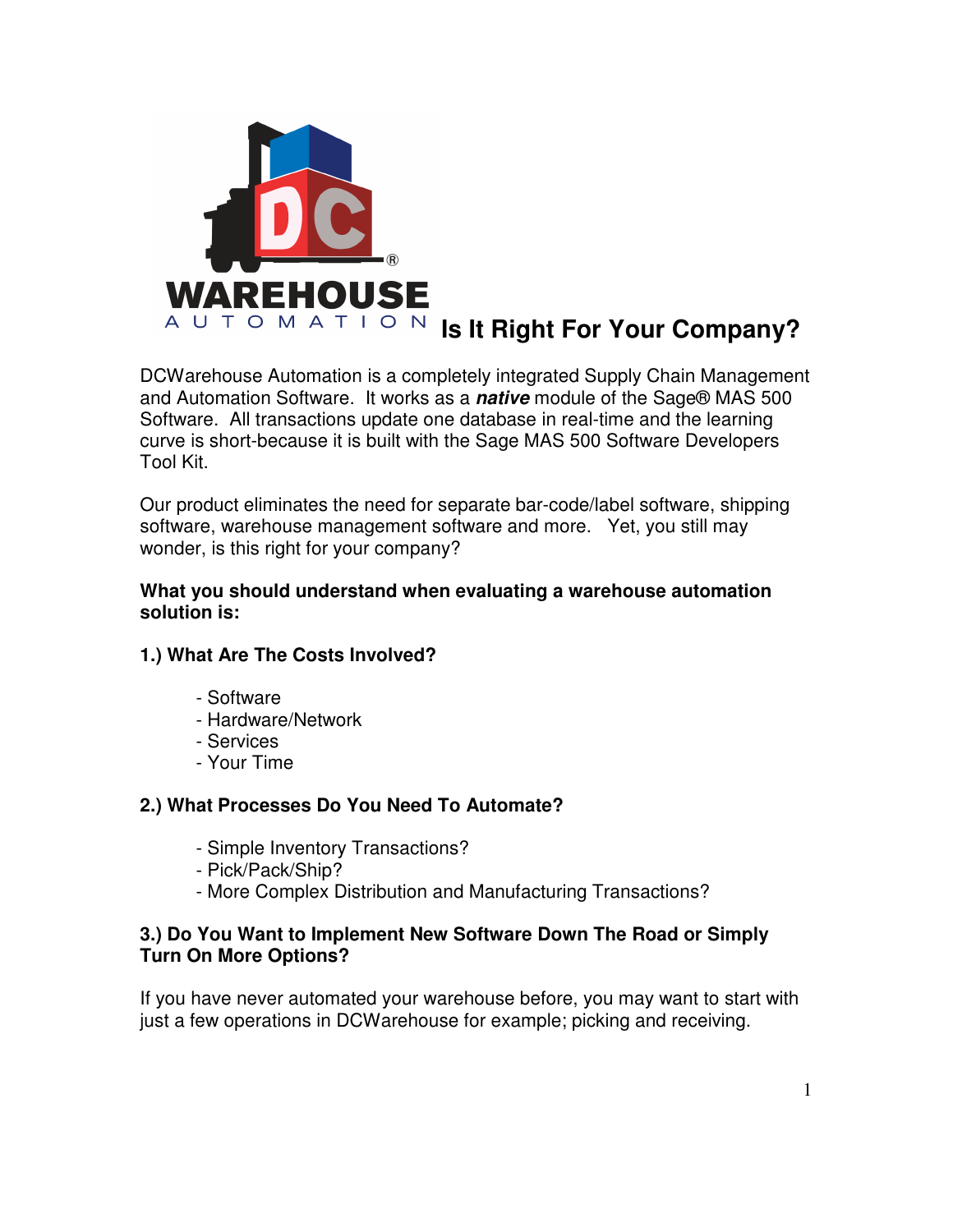# Is It Right For Your Company?

DCWarehouse Automation is a completely integrated Supply Chain Management and Automation Software. It works as a ***native*** module of the Sage® MAS 500 Software. All transactions update one database in real-time and the learning curve is short-because it is built with the Sage MAS 500 Software Developers Tool Kit.

Our product eliminates the need for separate bar-code/label software, shipping software, warehouse management software and more. Yet, you still may wonder, is this right for your company?

**What you should understand when evaluating a warehouse automation solution is:**

### 1.) What Are The Costs Involved?

- Software
- Hardware/Network
- Services
- Your Time

### 2.) What Processes Do You Need To Automate?

- Simple Inventory Transactions?
- Pick/Pack/Ship?
- More Complex Distribution and Manufacturing Transactions?

### 3.) Do You Want to Implement New Software Down The Road or Simply Turn On More Options?

If you have never automated your warehouse before, you may want to start with just a few operations in DCWarehouse for example; picking and receiving.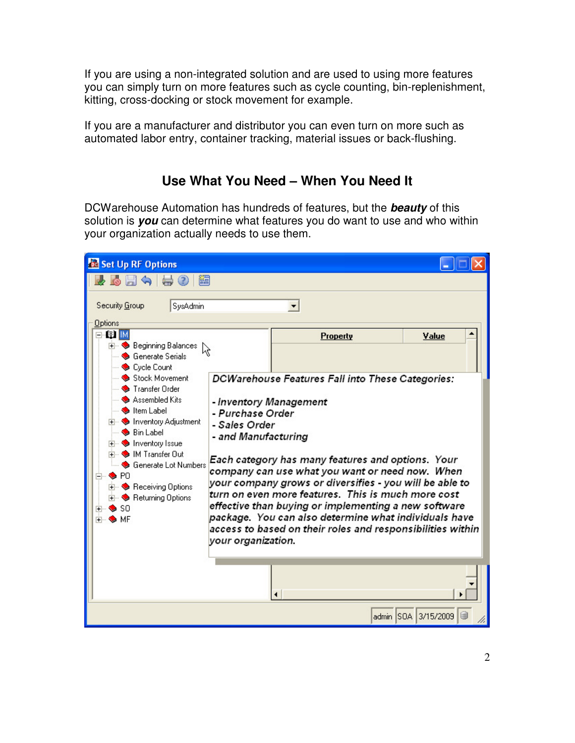If you are using a non-integrated solution and are used to using more features you can simply turn on more features such as cycle counting, bin-replenishment, kitting, cross-docking or stock movement for example.

If you are a manufacturer and distributor you can even turn on more such as automated labor entry, container tracking, material issues or back-flushing.

## Use What You Need – When You Need It

DCWarehouse Automation has hundreds of features, but the ***beauty*** of this solution is ***you*** can determine what features you do want to use and who within your organization actually needs to use them.

Set Up RF Options

Security Group: SysAdmin

Options

- IM
  - Beginning Balances
  - Generate Serials
  - Cycle Count
  - Stock Movement
  - Transfer Order
  - Assembled Kits
  - Item Label
  - Inventory Adjustment
  - Bin Label
  - Inventory Issue
  - IM Transfer Out
  - Generate Lot Numbers
- PO
  - Receiving Options
  - Returning Options
- SO
- MF

| Property | Value |
| --- | --- |

admin | SOA | 3/15/2009

*DCWarehouse Features Fall into These Categories:*

*- Inventory Management*
*- Purchase Order*
*- Sales Order*
*- and Manufacturing*

*Each category has many features and options. Your company can use what you want or need now. When your company grows or diversifies - you will be able to turn on even more features. This is much more cost effective than buying or implementing a new software package. You can also determine what individuals have access to based on their roles and responsibilities within your organization.*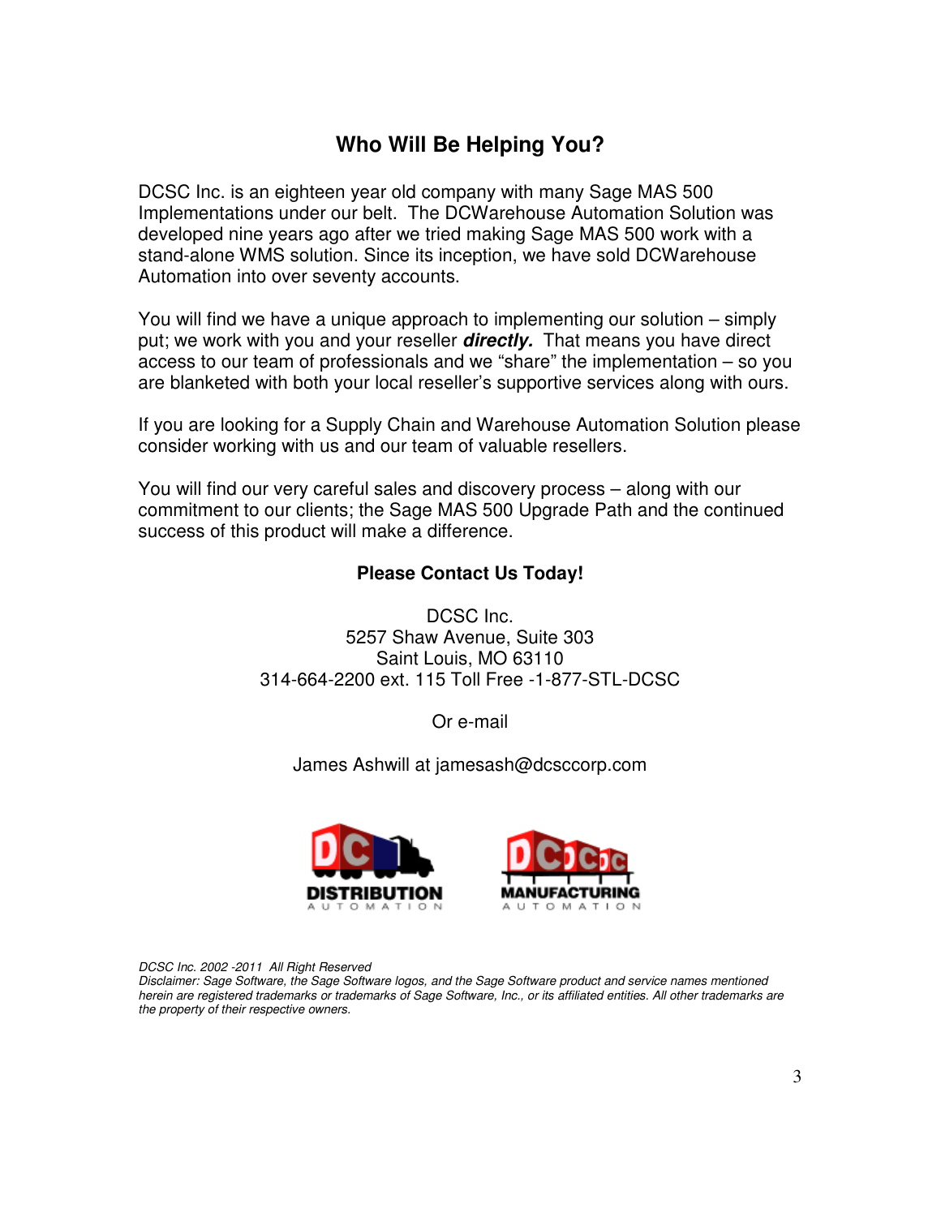## Who Will Be Helping You?

DCSC Inc. is an eighteen year old company with many Sage MAS 500 Implementations under our belt. The DCWarehouse Automation Solution was developed nine years ago after we tried making Sage MAS 500 work with a stand-alone WMS solution. Since its inception, we have sold DCWarehouse Automation into over seventy accounts.

You will find we have a unique approach to implementing our solution – simply put; we work with you and your reseller ***directly.*** That means you have direct access to our team of professionals and we "share" the implementation – so you are blanketed with both your local reseller's supportive services along with ours.

If you are looking for a Supply Chain and Warehouse Automation Solution please consider working with us and our team of valuable resellers.

You will find our very careful sales and discovery process – along with our commitment to our clients; the Sage MAS 500 Upgrade Path and the continued success of this product will make a difference.

**Please Contact Us Today!**

DCSC Inc.
5257 Shaw Avenue, Suite 303
Saint Louis, MO 63110
314-664-2200 ext. 115 Toll Free -1-877-STL-DCSC

Or e-mail

James Ashwill at jamesash@dcsccorp.com

DISTRIBUTION AUTOMATION

MANUFACTURING AUTOMATION

*DCSC Inc. 2002 -2011 All Right Reserved*
*Disclaimer: Sage Software, the Sage Software logos, and the Sage Software product and service names mentioned herein are registered trademarks or trademarks of Sage Software, Inc., or its affiliated entities. All other trademarks are the property of their respective owners.*